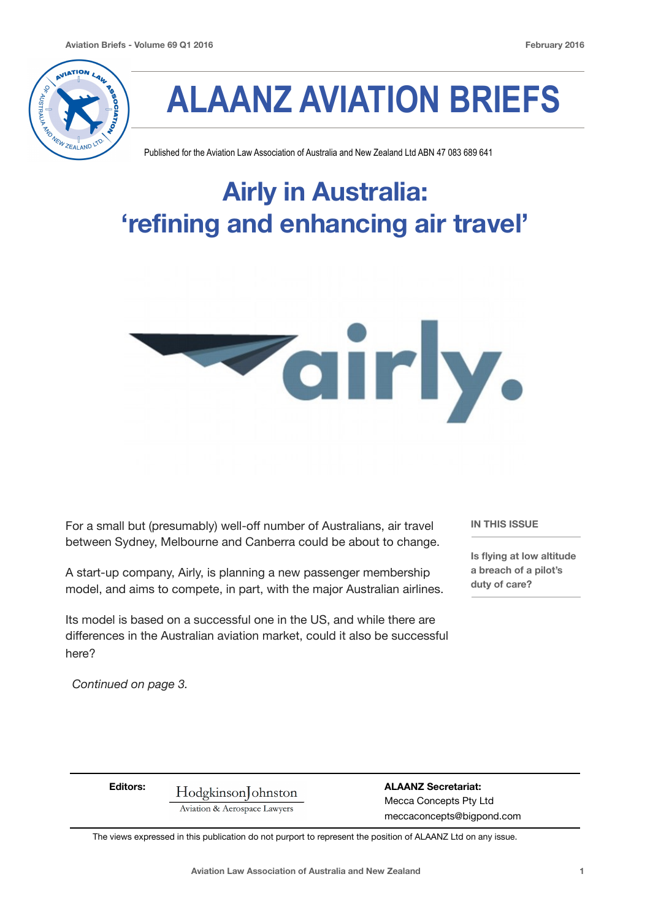# ALAANZ AVIATION BRIEFS

Published for the Aviation Law Association of Australia and New Zealand Ltd ABN 47 083 689 641

## Airly in Australia: 'refining and enhancing air travel'

For a small but (presumably) well-off number of Australians, air travel between Sydney, Melbourne and Canberra could be about to change.

A start-up company, Airly, is planning a new passenger membership model, and aims to compete, in part, with the major Australian airlines.

Its model is based on a successful one in the US, and while there are differences in the Australian aviation market, could it also be successful here?

*Continued on page 3.*

**IN THIS ISSUE**

**Is flying at low altitude a breach of a pilot's duty of care?**

**Editors:** HodgkinsonJohnston Aviation & Aerospace Lawyers

**ALAANZ Secretariat:**
Mecca Concepts Pty Ltd
meccaconcepts@bigpond.com

The views expressed in this publication do not purport to represent the position of ALAANZ Ltd on any issue.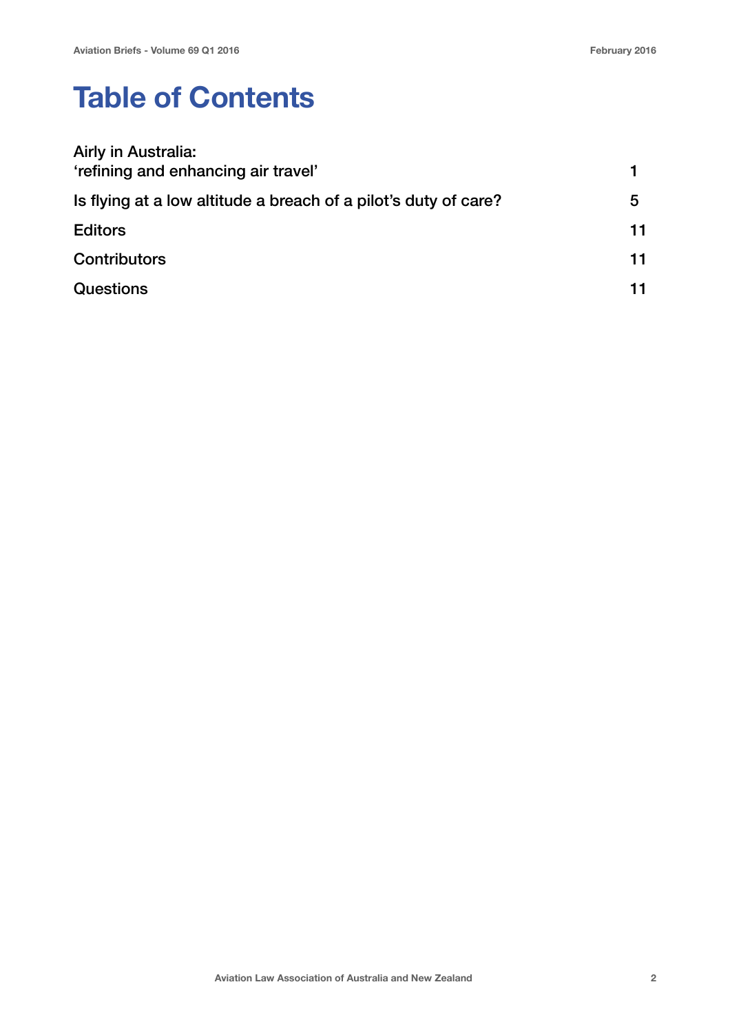# Table of Contents

| | |
|---|---|
| Airly in Australia: 'refining and enhancing air travel' | 1 |
| Is flying at a low altitude a breach of a pilot's duty of care? | 5 |
| Editors | 11 |
| Contributors | 11 |
| Questions | 11 |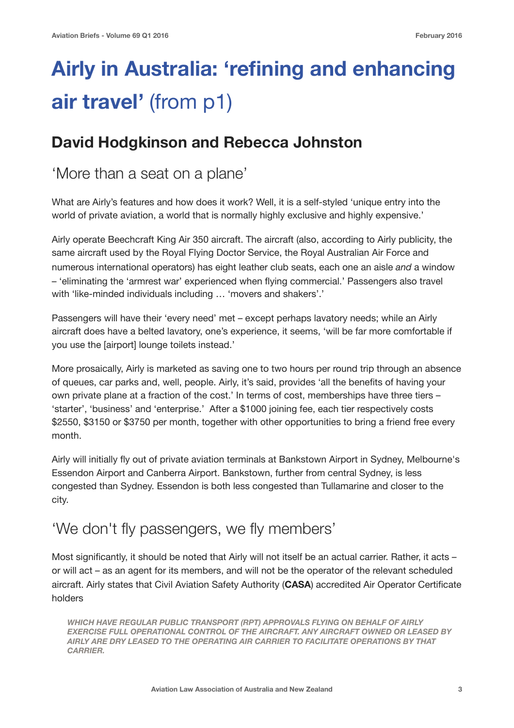# Airly in Australia: 'refining and enhancing air travel' (from p1)

## David Hodgkinson and Rebecca Johnston

### 'More than a seat on a plane'

What are Airly's features and how does it work? Well, it is a self-styled 'unique entry into the world of private aviation, a world that is normally highly exclusive and highly expensive.'

Airly operate Beechcraft King Air 350 aircraft. The aircraft (also, according to Airly publicity, the same aircraft used by the Royal Flying Doctor Service, the Royal Australian Air Force and numerous international operators) has eight leather club seats, each one an aisle *and* a window – 'eliminating the 'armrest war' experienced when flying commercial.' Passengers also travel with 'like-minded individuals including … 'movers and shakers'.'

Passengers will have their 'every need' met – except perhaps lavatory needs; while an Airly aircraft does have a belted lavatory, one's experience, it seems, 'will be far more comfortable if you use the [airport] lounge toilets instead.'

More prosaically, Airly is marketed as saving one to two hours per round trip through an absence of queues, car parks and, well, people. Airly, it's said, provides 'all the benefits of having your own private plane at a fraction of the cost.' In terms of cost, memberships have three tiers – 'starter', 'business' and 'enterprise.' After a $1000 joining fee, each tier respectively costs $2550, $3150 or $3750 per month, together with other opportunities to bring a friend free every month.

Airly will initially fly out of private aviation terminals at Bankstown Airport in Sydney, Melbourne's Essendon Airport and Canberra Airport. Bankstown, further from central Sydney, is less congested than Sydney. Essendon is both less congested than Tullamarine and closer to the city.

### 'We don't fly passengers, we fly members'

Most significantly, it should be noted that Airly will not itself be an actual carrier. Rather, it acts – or will act – as an agent for its members, and will not be the operator of the relevant scheduled aircraft. Airly states that Civil Aviation Safety Authority (**CASA**) accredited Air Operator Certificate holders

> ***WHICH HAVE REGULAR PUBLIC TRANSPORT (RPT) APPROVALS FLYING ON BEHALF OF AIRLY EXERCISE FULL OPERATIONAL CONTROL OF THE AIRCRAFT. ANY AIRCRAFT OWNED OR LEASED BY AIRLY ARE DRY LEASED TO THE OPERATING AIR CARRIER TO FACILITATE OPERATIONS BY THAT CARRIER.***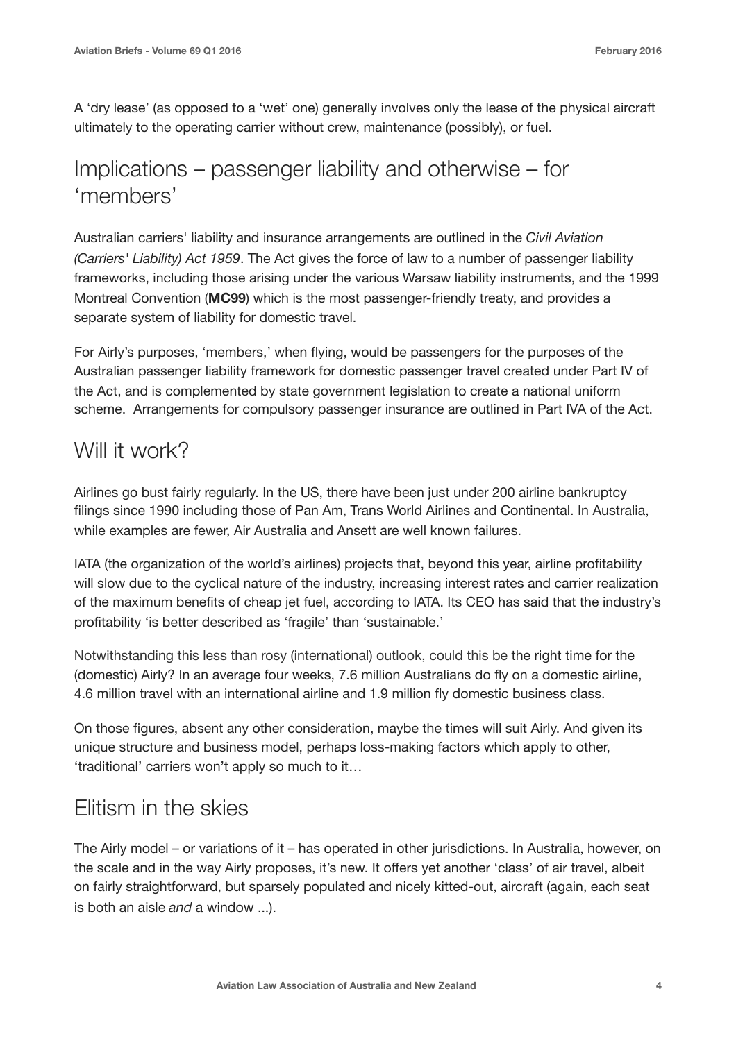A 'dry lease' (as opposed to a 'wet' one) generally involves only the lease of the physical aircraft ultimately to the operating carrier without crew, maintenance (possibly), or fuel.

## Implications – passenger liability and otherwise – for 'members'

Australian carriers' liability and insurance arrangements are outlined in the *Civil Aviation (Carriers' Liability) Act 1959*. The Act gives the force of law to a number of passenger liability frameworks, including those arising under the various Warsaw liability instruments, and the 1999 Montreal Convention (**MC99**) which is the most passenger-friendly treaty, and provides a separate system of liability for domestic travel.

For Airly's purposes, 'members,' when flying, would be passengers for the purposes of the Australian passenger liability framework for domestic passenger travel created under Part IV of the Act, and is complemented by state government legislation to create a national uniform scheme. Arrangements for compulsory passenger insurance are outlined in Part IVA of the Act.

## Will it work?

Airlines go bust fairly regularly. In the US, there have been just under 200 airline bankruptcy filings since 1990 including those of Pan Am, Trans World Airlines and Continental. In Australia, while examples are fewer, Air Australia and Ansett are well known failures.

IATA (the organization of the world's airlines) projects that, beyond this year, airline profitability will slow due to the cyclical nature of the industry, increasing interest rates and carrier realization of the maximum benefits of cheap jet fuel, according to IATA. Its CEO has said that the industry's profitability 'is better described as 'fragile' than 'sustainable.'

Notwithstanding this less than rosy (international) outlook, could this be the right time for the (domestic) Airly? In an average four weeks, 7.6 million Australians do fly on a domestic airline, 4.6 million travel with an international airline and 1.9 million fly domestic business class.

On those figures, absent any other consideration, maybe the times will suit Airly. And given its unique structure and business model, perhaps loss-making factors which apply to other, 'traditional' carriers won't apply so much to it…

## Elitism in the skies

The Airly model – or variations of it – has operated in other jurisdictions. In Australia, however, on the scale and in the way Airly proposes, it's new. It offers yet another 'class' of air travel, albeit on fairly straightforward, but sparsely populated and nicely kitted-out, aircraft (again, each seat is both an aisle *and* a window ...).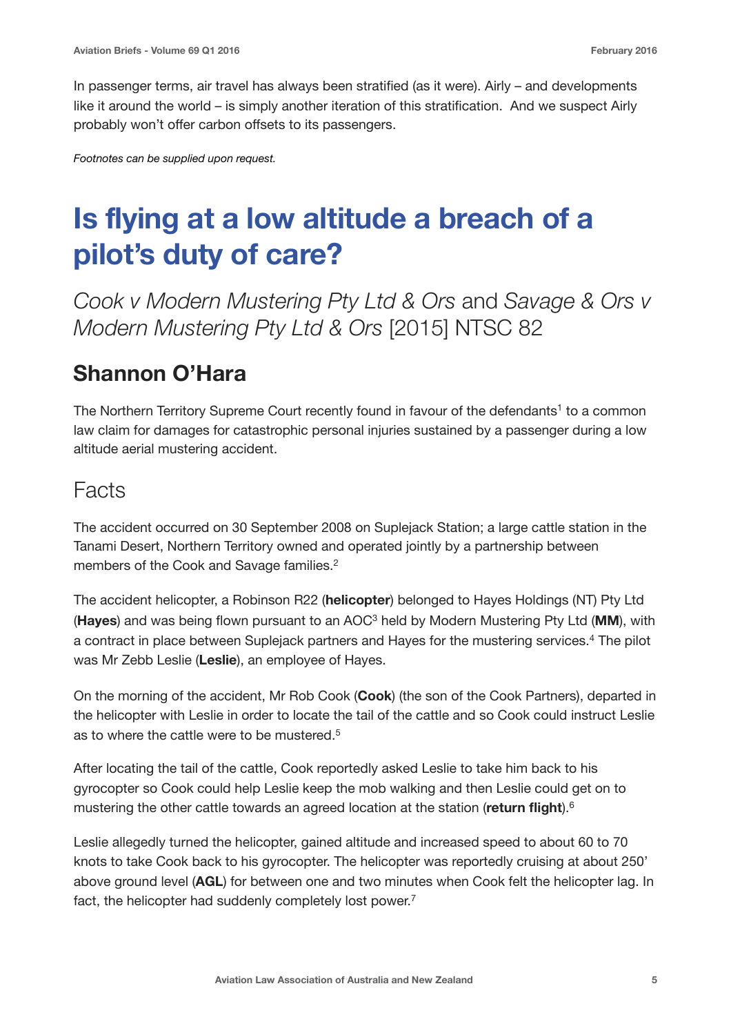In passenger terms, air travel has always been stratified (as it were). Airly – and developments like it around the world – is simply another iteration of this stratification. And we suspect Airly probably won't offer carbon offsets to its passengers.

*Footnotes can be supplied upon request.*

# Is flying at a low altitude a breach of a pilot's duty of care?

*Cook v Modern Mustering Pty Ltd & Ors* and *Savage & Ors v Modern Mustering Pty Ltd & Ors* [2015] NTSC 82

## Shannon O'Hara

The Northern Territory Supreme Court recently found in favour of the defendants[1] to a common law claim for damages for catastrophic personal injuries sustained by a passenger during a low altitude aerial mustering accident.

## Facts

The accident occurred on 30 September 2008 on Suplejack Station; a large cattle station in the Tanami Desert, Northern Territory owned and operated jointly by a partnership between members of the Cook and Savage families.[2]

The accident helicopter, a Robinson R22 (**helicopter**) belonged to Hayes Holdings (NT) Pty Ltd (**Hayes**) and was being flown pursuant to an AOC[3] held by Modern Mustering Pty Ltd (**MM**), with a contract in place between Suplejack partners and Hayes for the mustering services.[4] The pilot was Mr Zebb Leslie (**Leslie**), an employee of Hayes.

On the morning of the accident, Mr Rob Cook (**Cook**) (the son of the Cook Partners), departed in the helicopter with Leslie in order to locate the tail of the cattle and so Cook could instruct Leslie as to where the cattle were to be mustered.[5]

After locating the tail of the cattle, Cook reportedly asked Leslie to take him back to his gyrocopter so Cook could help Leslie keep the mob walking and then Leslie could get on to mustering the other cattle towards an agreed location at the station (**return flight**).[6]

Leslie allegedly turned the helicopter, gained altitude and increased speed to about 60 to 70 knots to take Cook back to his gyrocopter. The helicopter was reportedly cruising at about 250' above ground level (**AGL**) for between one and two minutes when Cook felt the helicopter lag. In fact, the helicopter had suddenly completely lost power.[7]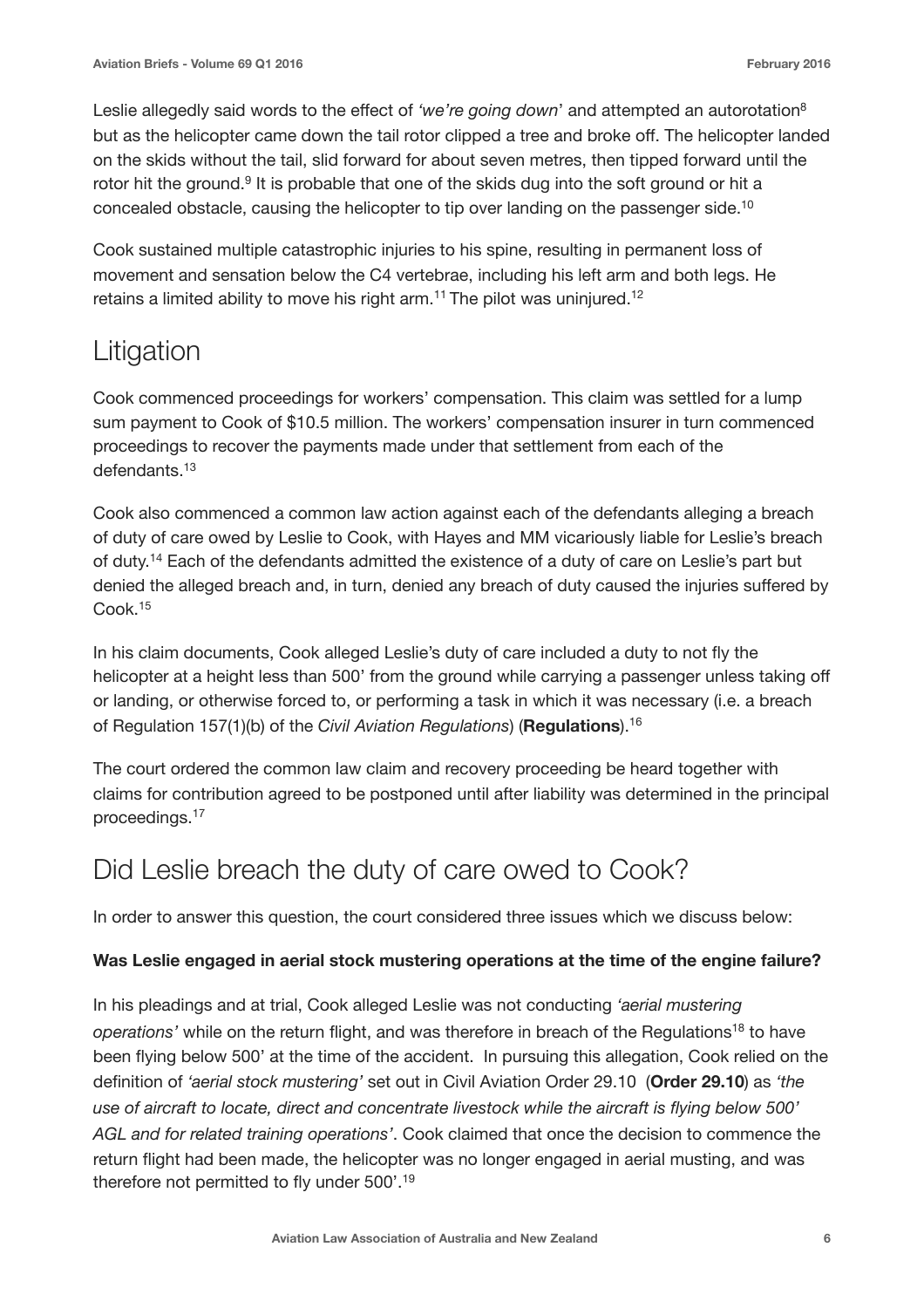Leslie allegedly said words to the effect of *'we're going down'* and attempted an autorotation[8] but as the helicopter came down the tail rotor clipped a tree and broke off. The helicopter landed on the skids without the tail, slid forward for about seven metres, then tipped forward until the rotor hit the ground.[9] It is probable that one of the skids dug into the soft ground or hit a concealed obstacle, causing the helicopter to tip over landing on the passenger side.[10]

Cook sustained multiple catastrophic injuries to his spine, resulting in permanent loss of movement and sensation below the C4 vertebrae, including his left arm and both legs. He retains a limited ability to move his right arm.[11] The pilot was uninjured.[12]

## Litigation

Cook commenced proceedings for workers' compensation. This claim was settled for a lump sum payment to Cook of $10.5 million. The workers' compensation insurer in turn commenced proceedings to recover the payments made under that settlement from each of the defendants.[13]

Cook also commenced a common law action against each of the defendants alleging a breach of duty of care owed by Leslie to Cook, with Hayes and MM vicariously liable for Leslie's breach of duty.[14] Each of the defendants admitted the existence of a duty of care on Leslie's part but denied the alleged breach and, in turn, denied any breach of duty caused the injuries suffered by Cook.[15]

In his claim documents, Cook alleged Leslie's duty of care included a duty to not fly the helicopter at a height less than 500' from the ground while carrying a passenger unless taking off or landing, or otherwise forced to, or performing a task in which it was necessary (i.e. a breach of Regulation 157(1)(b) of the *Civil Aviation Regulations*) (**Regulations**).[16]

The court ordered the common law claim and recovery proceeding be heard together with claims for contribution agreed to be postponed until after liability was determined in the principal proceedings.[17]

## Did Leslie breach the duty of care owed to Cook?

In order to answer this question, the court considered three issues which we discuss below:

**Was Leslie engaged in aerial stock mustering operations at the time of the engine failure?**

In his pleadings and at trial, Cook alleged Leslie was not conducting *'aerial mustering operations'* while on the return flight, and was therefore in breach of the Regulations[18] to have been flying below 500' at the time of the accident. In pursuing this allegation, Cook relied on the definition of *'aerial stock mustering'* set out in Civil Aviation Order 29.10 (**Order 29.10**) as *'the use of aircraft to locate, direct and concentrate livestock while the aircraft is flying below 500' AGL and for related training operations'*. Cook claimed that once the decision to commence the return flight had been made, the helicopter was no longer engaged in aerial musting, and was therefore not permitted to fly under 500'.[19]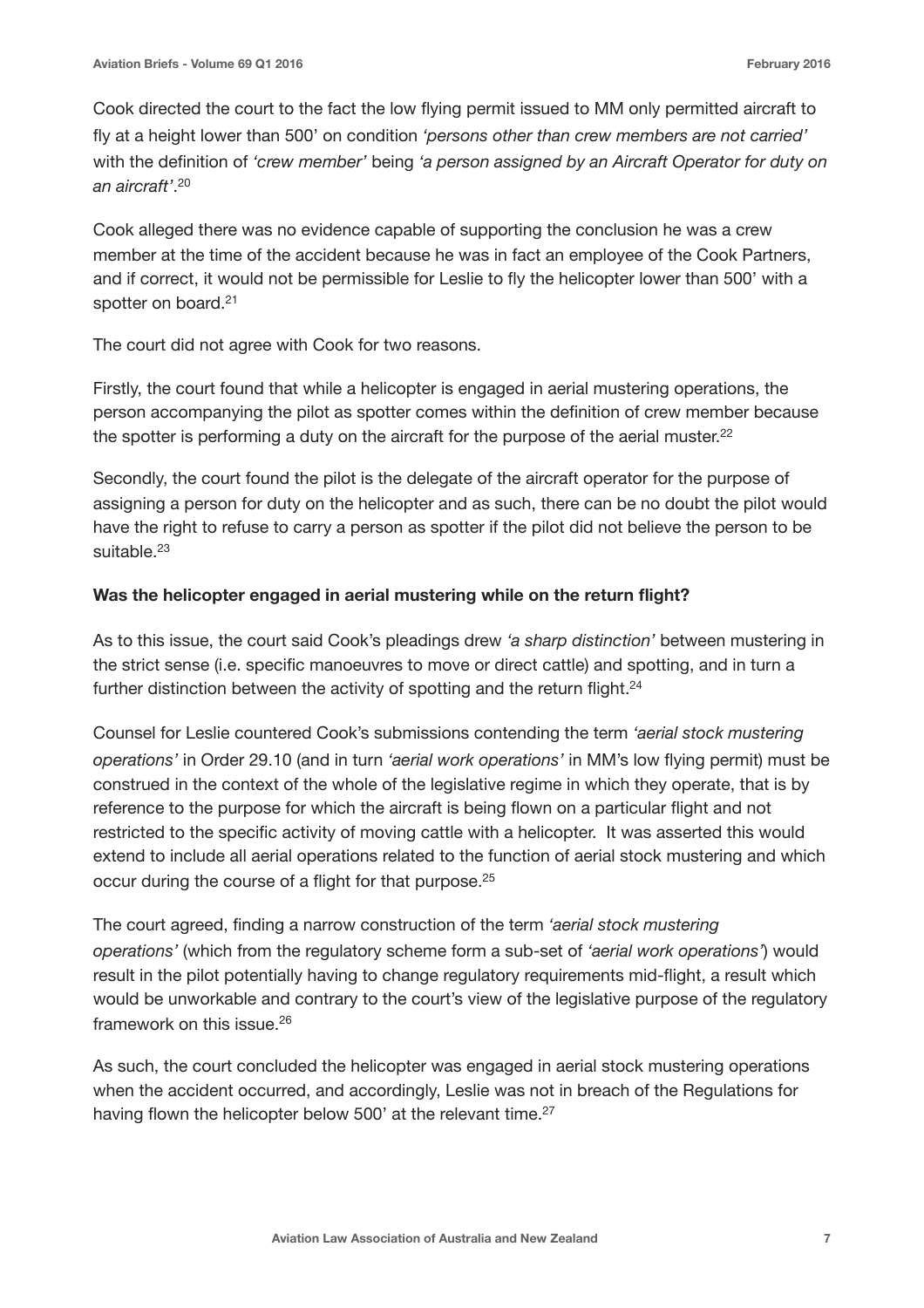Cook directed the court to the fact the low flying permit issued to MM only permitted aircraft to fly at a height lower than 500' on condition *'persons other than crew members are not carried'* with the definition of *'crew member'* being *'a person assigned by an Aircraft Operator for duty on an aircraft'*.[20]

Cook alleged there was no evidence capable of supporting the conclusion he was a crew member at the time of the accident because he was in fact an employee of the Cook Partners, and if correct, it would not be permissible for Leslie to fly the helicopter lower than 500' with a spotter on board.[21]

The court did not agree with Cook for two reasons.

Firstly, the court found that while a helicopter is engaged in aerial mustering operations, the person accompanying the pilot as spotter comes within the definition of crew member because the spotter is performing a duty on the aircraft for the purpose of the aerial muster.[22]

Secondly, the court found the pilot is the delegate of the aircraft operator for the purpose of assigning a person for duty on the helicopter and as such, there can be no doubt the pilot would have the right to refuse to carry a person as spotter if the pilot did not believe the person to be suitable.[23]

**Was the helicopter engaged in aerial mustering while on the return flight?**

As to this issue, the court said Cook's pleadings drew *'a sharp distinction'* between mustering in the strict sense (i.e. specific manoeuvres to move or direct cattle) and spotting, and in turn a further distinction between the activity of spotting and the return flight.[24]

Counsel for Leslie countered Cook's submissions contending the term *'aerial stock mustering operations'* in Order 29.10 (and in turn *'aerial work operations'* in MM's low flying permit) must be construed in the context of the whole of the legislative regime in which they operate, that is by reference to the purpose for which the aircraft is being flown on a particular flight and not restricted to the specific activity of moving cattle with a helicopter. It was asserted this would extend to include all aerial operations related to the function of aerial stock mustering and which occur during the course of a flight for that purpose.[25]

The court agreed, finding a narrow construction of the term *'aerial stock mustering operations'* (which from the regulatory scheme form a sub-set of *'aerial work operations'*) would result in the pilot potentially having to change regulatory requirements mid-flight, a result which would be unworkable and contrary to the court's view of the legislative purpose of the regulatory framework on this issue.[26]

As such, the court concluded the helicopter was engaged in aerial stock mustering operations when the accident occurred, and accordingly, Leslie was not in breach of the Regulations for having flown the helicopter below 500' at the relevant time.[27]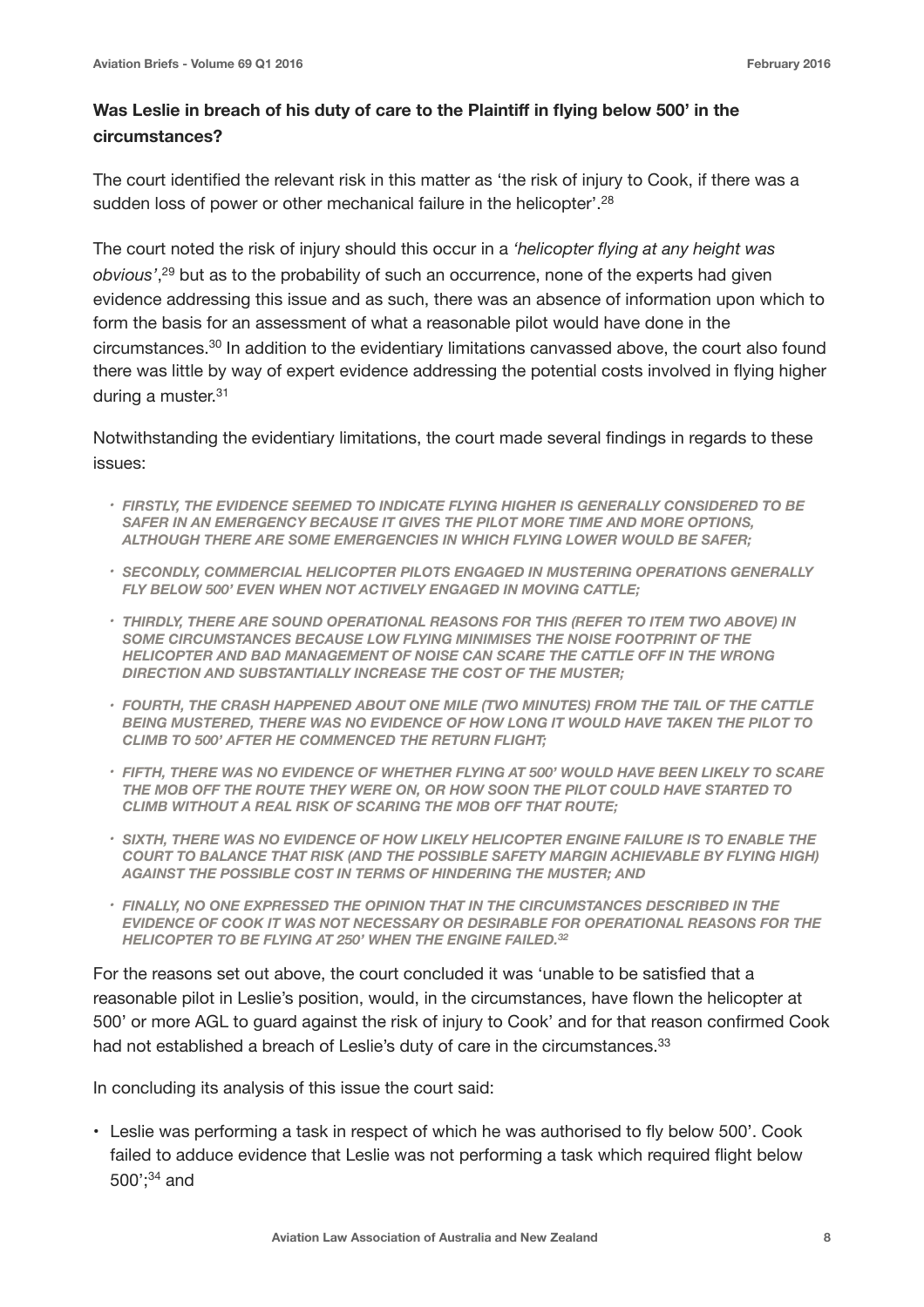**Was Leslie in breach of his duty of care to the Plaintiff in flying below 500' in the circumstances?**

The court identified the relevant risk in this matter as 'the risk of injury to Cook, if there was a sudden loss of power or other mechanical failure in the helicopter'.[28]

The court noted the risk of injury should this occur in a *'helicopter flying at any height was obvious'*,[29] but as to the probability of such an occurrence, none of the experts had given evidence addressing this issue and as such, there was an absence of information upon which to form the basis for an assessment of what a reasonable pilot would have done in the circumstances.[30] In addition to the evidentiary limitations canvassed above, the court also found there was little by way of expert evidence addressing the potential costs involved in flying higher during a muster.[31]

Notwithstanding the evidentiary limitations, the court made several findings in regards to these issues:

- *FIRSTLY, THE EVIDENCE SEEMED TO INDICATE FLYING HIGHER IS GENERALLY CONSIDERED TO BE SAFER IN AN EMERGENCY BECAUSE IT GIVES THE PILOT MORE TIME AND MORE OPTIONS, ALTHOUGH THERE ARE SOME EMERGENCIES IN WHICH FLYING LOWER WOULD BE SAFER;*
- *SECONDLY, COMMERCIAL HELICOPTER PILOTS ENGAGED IN MUSTERING OPERATIONS GENERALLY FLY BELOW 500' EVEN WHEN NOT ACTIVELY ENGAGED IN MOVING CATTLE;*
- *THIRDLY, THERE ARE SOUND OPERATIONAL REASONS FOR THIS (REFER TO ITEM TWO ABOVE) IN SOME CIRCUMSTANCES BECAUSE LOW FLYING MINIMISES THE NOISE FOOTPRINT OF THE HELICOPTER AND BAD MANAGEMENT OF NOISE CAN SCARE THE CATTLE OFF IN THE WRONG DIRECTION AND SUBSTANTIALLY INCREASE THE COST OF THE MUSTER;*
- *FOURTH, THE CRASH HAPPENED ABOUT ONE MILE (TWO MINUTES) FROM THE TAIL OF THE CATTLE BEING MUSTERED, THERE WAS NO EVIDENCE OF HOW LONG IT WOULD HAVE TAKEN THE PILOT TO CLIMB TO 500' AFTER HE COMMENCED THE RETURN FLIGHT;*
- *FIFTH, THERE WAS NO EVIDENCE OF WHETHER FLYING AT 500' WOULD HAVE BEEN LIKELY TO SCARE THE MOB OFF THE ROUTE THEY WERE ON, OR HOW SOON THE PILOT COULD HAVE STARTED TO CLIMB WITHOUT A REAL RISK OF SCARING THE MOB OFF THAT ROUTE;*
- *SIXTH, THERE WAS NO EVIDENCE OF HOW LIKELY HELICOPTER ENGINE FAILURE IS TO ENABLE THE COURT TO BALANCE THAT RISK (AND THE POSSIBLE SAFETY MARGIN ACHIEVABLE BY FLYING HIGH) AGAINST THE POSSIBLE COST IN TERMS OF HINDERING THE MUSTER; AND*
- *FINALLY, NO ONE EXPRESSED THE OPINION THAT IN THE CIRCUMSTANCES DESCRIBED IN THE EVIDENCE OF COOK IT WAS NOT NECESSARY OR DESIRABLE FOR OPERATIONAL REASONS FOR THE HELICOPTER TO BE FLYING AT 250' WHEN THE ENGINE FAILED.*[32]

For the reasons set out above, the court concluded it was 'unable to be satisfied that a reasonable pilot in Leslie's position, would, in the circumstances, have flown the helicopter at 500' or more AGL to guard against the risk of injury to Cook' and for that reason confirmed Cook had not established a breach of Leslie's duty of care in the circumstances.[33]

In concluding its analysis of this issue the court said:

- Leslie was performing a task in respect of which he was authorised to fly below 500'. Cook failed to adduce evidence that Leslie was not performing a task which required flight below 500';[34] and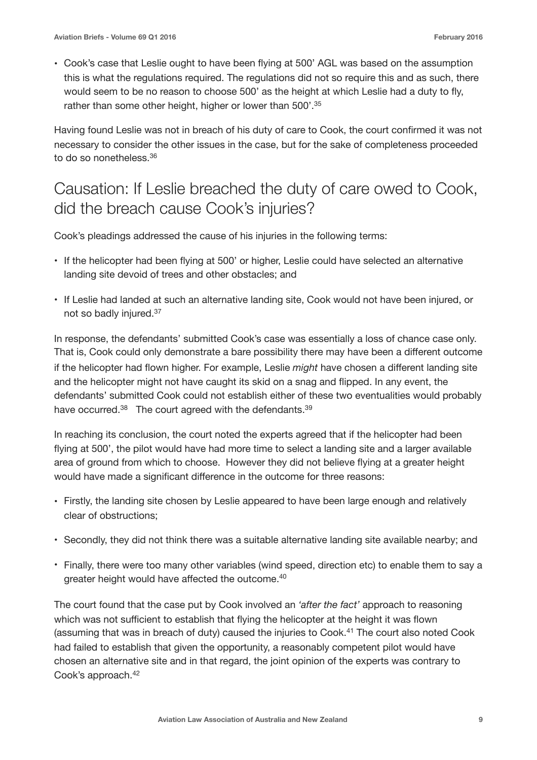- Cook's case that Leslie ought to have been flying at 500' AGL was based on the assumption this is what the regulations required. The regulations did not so require this and as such, there would seem to be no reason to choose 500' as the height at which Leslie had a duty to fly, rather than some other height, higher or lower than 500'.[35]

Having found Leslie was not in breach of his duty of care to Cook, the court confirmed it was not necessary to consider the other issues in the case, but for the sake of completeness proceeded to do so nonetheless.[36]

## Causation: If Leslie breached the duty of care owed to Cook, did the breach cause Cook's injuries?

Cook's pleadings addressed the cause of his injuries in the following terms:

- If the helicopter had been flying at 500' or higher, Leslie could have selected an alternative landing site devoid of trees and other obstacles; and
- If Leslie had landed at such an alternative landing site, Cook would not have been injured, or not so badly injured.[37]

In response, the defendants' submitted Cook's case was essentially a loss of chance case only. That is, Cook could only demonstrate a bare possibility there may have been a different outcome if the helicopter had flown higher. For example, Leslie *might* have chosen a different landing site and the helicopter might not have caught its skid on a snag and flipped. In any event, the defendants' submitted Cook could not establish either of these two eventualities would probably have occurred.[38] The court agreed with the defendants.[39]

In reaching its conclusion, the court noted the experts agreed that if the helicopter had been flying at 500', the pilot would have had more time to select a landing site and a larger available area of ground from which to choose. However they did not believe flying at a greater height would have made a significant difference in the outcome for three reasons:

- Firstly, the landing site chosen by Leslie appeared to have been large enough and relatively clear of obstructions;
- Secondly, they did not think there was a suitable alternative landing site available nearby; and
- Finally, there were too many other variables (wind speed, direction etc) to enable them to say a greater height would have affected the outcome.[40]

The court found that the case put by Cook involved an *'after the fact'* approach to reasoning which was not sufficient to establish that flying the helicopter at the height it was flown (assuming that was in breach of duty) caused the injuries to Cook.[41] The court also noted Cook had failed to establish that given the opportunity, a reasonably competent pilot would have chosen an alternative site and in that regard, the joint opinion of the experts was contrary to Cook's approach.[42]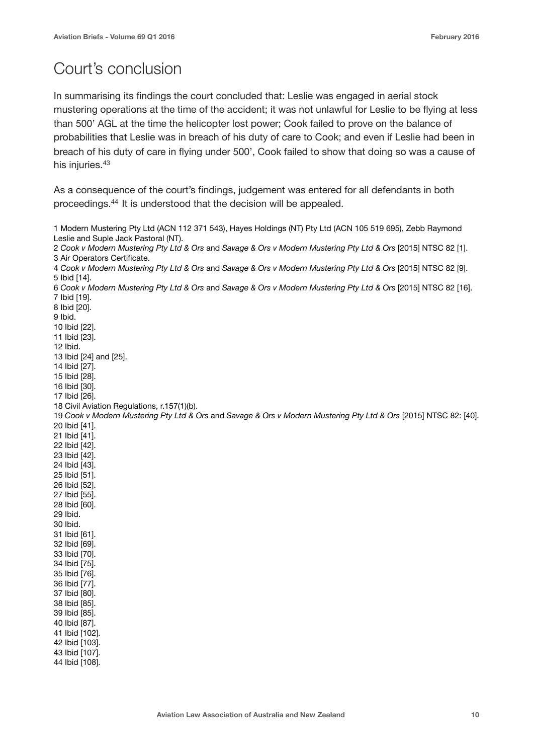## Court's conclusion

In summarising its findings the court concluded that: Leslie was engaged in aerial stock mustering operations at the time of the accident; it was not unlawful for Leslie to be flying at less than 500' AGL at the time the helicopter lost power; Cook failed to prove on the balance of probabilities that Leslie was in breach of his duty of care to Cook; and even if Leslie had been in breach of his duty of care in flying under 500', Cook failed to show that doing so was a cause of his injuries.[43]

As a consequence of the court's findings, judgement was entered for all defendants in both proceedings.[44] It is understood that the decision will be appealed.

1 Modern Mustering Pty Ltd (ACN 112 371 543), Hayes Holdings (NT) Pty Ltd (ACN 105 519 695), Zebb Raymond Leslie and Suple Jack Pastoral (NT).
2 *Cook v Modern Mustering Pty Ltd & Ors* and *Savage & Ors v Modern Mustering Pty Ltd & Ors* [2015] NTSC 82 [1].
3 Air Operators Certificate.
4 *Cook v Modern Mustering Pty Ltd & Ors* and *Savage & Ors v Modern Mustering Pty Ltd & Ors* [2015] NTSC 82 [9].
5 Ibid [14].
6 *Cook v Modern Mustering Pty Ltd & Ors* and *Savage & Ors v Modern Mustering Pty Ltd & Ors* [2015] NTSC 82 [16].
7 Ibid [19].
8 Ibid [20].
9 Ibid.
10 Ibid [22].
11 Ibid [23].
12 Ibid.
13 Ibid [24] and [25].
14 Ibid [27].
15 Ibid [28].
16 Ibid [30].
17 Ibid [26].
18 Civil Aviation Regulations, r.157(1)(b).
19 *Cook v Modern Mustering Pty Ltd & Ors* and *Savage & Ors v Modern Mustering Pty Ltd & Ors* [2015] NTSC 82: [40].
20 Ibid [41].
21 Ibid [41].
22 Ibid [42].
23 Ibid [42].
24 Ibid [43].
25 Ibid [51].
26 Ibid [52].
27 Ibid [55].
28 Ibid [60].
29 Ibid.
30 Ibid.
31 Ibid [61].
32 Ibid [69].
33 Ibid [70].
34 Ibid [75].
35 Ibid [76].
36 Ibid [77].
37 Ibid [80].
38 Ibid [85].
39 Ibid [85].
40 Ibid [87].
41 Ibid [102].
42 Ibid [103].
43 Ibid [107].
44 Ibid [108].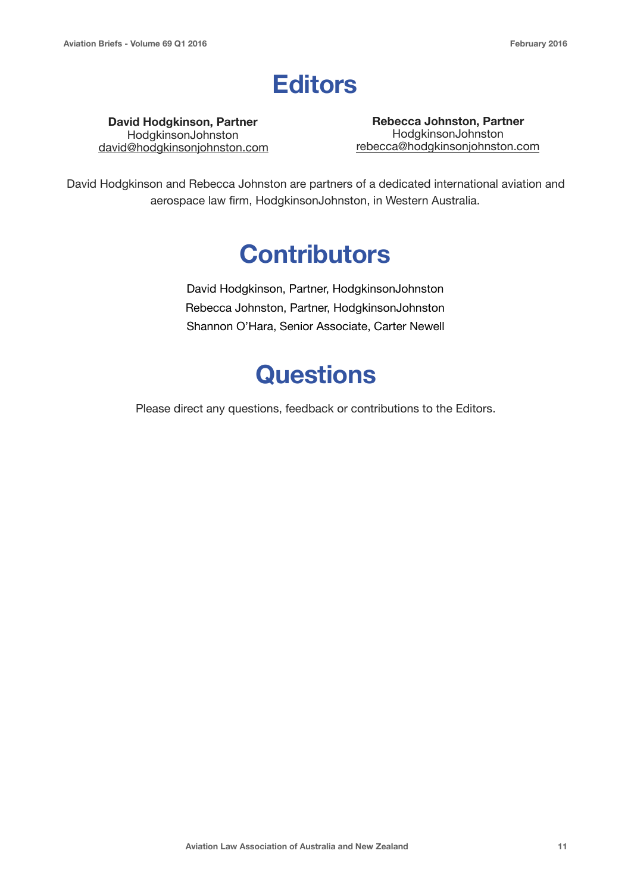# Editors

**David Hodgkinson, Partner**
HodgkinsonJohnston
david@hodgkinsonjohnston.com

**Rebecca Johnston, Partner**
HodgkinsonJohnston
rebecca@hodgkinsonjohnston.com

David Hodgkinson and Rebecca Johnston are partners of a dedicated international aviation and aerospace law firm, HodgkinsonJohnston, in Western Australia.

# Contributors

David Hodgkinson, Partner, HodgkinsonJohnston
Rebecca Johnston, Partner, HodgkinsonJohnston
Shannon O'Hara, Senior Associate, Carter Newell

# Questions

Please direct any questions, feedback or contributions to the Editors.